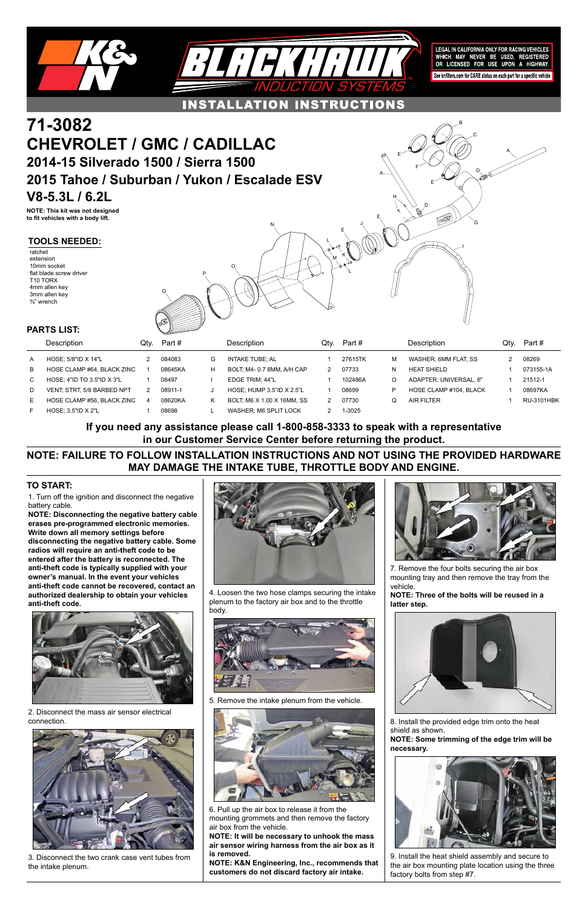K&N BLACKHAWK INDUCTION SYSTEMS

LEGAL IN CALIFORNIA ONLY FOR RACING VEHICLES WHICH MAY NEVER BE USED, REGISTERED OR LICENSED FOR USE UPON A HIGHWAY.

See knfilters.com for CARB status on each part for a specific vehicle

## INSTALLATION INSTRUCTIONS

# 71-3082

# CHEVROLET / GMC / CADILLAC

## 2014-15 Silverado 1500 / Sierra 1500

## 2015 Tahoe / Suburban / Yukon / Escalade ESV

## V8-5.3L / 6.2L

**NOTE: This kit was not designed to fit vehicles with a body lift.**

### TOOLS NEEDED:

- ratchet
- extension
- 10mm socket
- flat blade screw driver
- T10 TORX
- 4mm allen key
- 3mm allen key
- ¾" wrench

### PARTS LIST:

| | Description | Qty. | Part # | | Description | Qty. | Part # | | Description | Qty. | Part # |
|---|---|---|---|---|---|---|---|---|---|---|---|
| A | HOSE; 5/8"ID X 14"L | 2 | 084083 | G | INTAKE TUBE; AL | 1 | 27615TK | M | WASHER; 6MM FLAT, SS | 2 | 08269 |
| B | HOSE CLAMP #64, BLACK ZINC | 1 | 08645KA | H | BOLT; M4- 0.7 8MM, A/H CAP | 2 | 07733 | N | HEAT SHIELD | 1 | 073155-1A |
| C | HOSE; 4"ID TO 3.5"ID X 3"L | 1 | 08497 | I | EDGE TRIM; 44"L | 1 | 102486A | O | ADAPTER; UNIVERSAL, 6" | 1 | 21512-1 |
| D | VENT; STRT, 5/8 BARBED NPT | 2 | 08911-1 | J | HOSE; HUMP 3.5"ID X 2.5"L | 1 | 08699 | P | HOSE CLAMP #104, BLACK | 1 | 08697KA |
| E | HOSE CLAMP #56, BLACK ZINC | 4 | 08620KA | K | BOLT; M6 X 1.00 X 16MM, SS | 2 | 07730 | Q | AIR FILTER | 1 | RU-3101HBK |
| F | HOSE; 3.5"ID X 2"L | 1 | 08698 | L | WASHER; M6 SPLIT LOCK | 2 | 1-3025 | | | | |

**If you need any assistance please call 1-800-858-3333 to speak with a representative in our Customer Service Center before returning the product.**

**NOTE: FAILURE TO FOLLOW INSTALLATION INSTRUCTIONS AND NOT USING THE PROVIDED HARDWARE MAY DAMAGE THE INTAKE TUBE, THROTTLE BODY AND ENGINE.**

### TO START:

1. Turn off the ignition and disconnect the negative battery cable.

**NOTE: Disconnecting the negative battery cable erases pre-programmed electronic memories. Write down all memory settings before disconnecting the negative battery cable. Some radios will require an anti-theft code to be entered after the battery is reconnected. The anti-theft code is typically supplied with your owner's manual. In the event your vehicles anti-theft code cannot be recovered, contact an authorized dealership to obtain your vehicles anti-theft code.**

2. Disconnect the mass air sensor electrical connection.

3. Disconnect the two crank case vent tubes from the intake plenum.

4. Loosen the two hose clamps securing the intake plenum to the factory air box and to the throttle body.

5. Remove the intake plenum from the vehicle.

6. Pull up the air box to release it from the mounting grommets and then remove the factory air box from the vehicle.

**NOTE: It will be necessary to unhook the mass air sensor wiring harness from the air box as it is removed.**

**NOTE: K&N Engineering, Inc., recommends that customers do not discard factory air intake.**

7. Remove the four bolts securing the air box mounting tray and then remove the tray from the vehicle.

**NOTE: Three of the bolts will be reused in a latter step.**

8. Install the provided edge trim onto the heat shield as shown.

**NOTE: Some trimming of the edge trim will be necessary.**

9. Install the heat shield assembly and secure to the air box mounting plate location using the three factory bolts from step #7.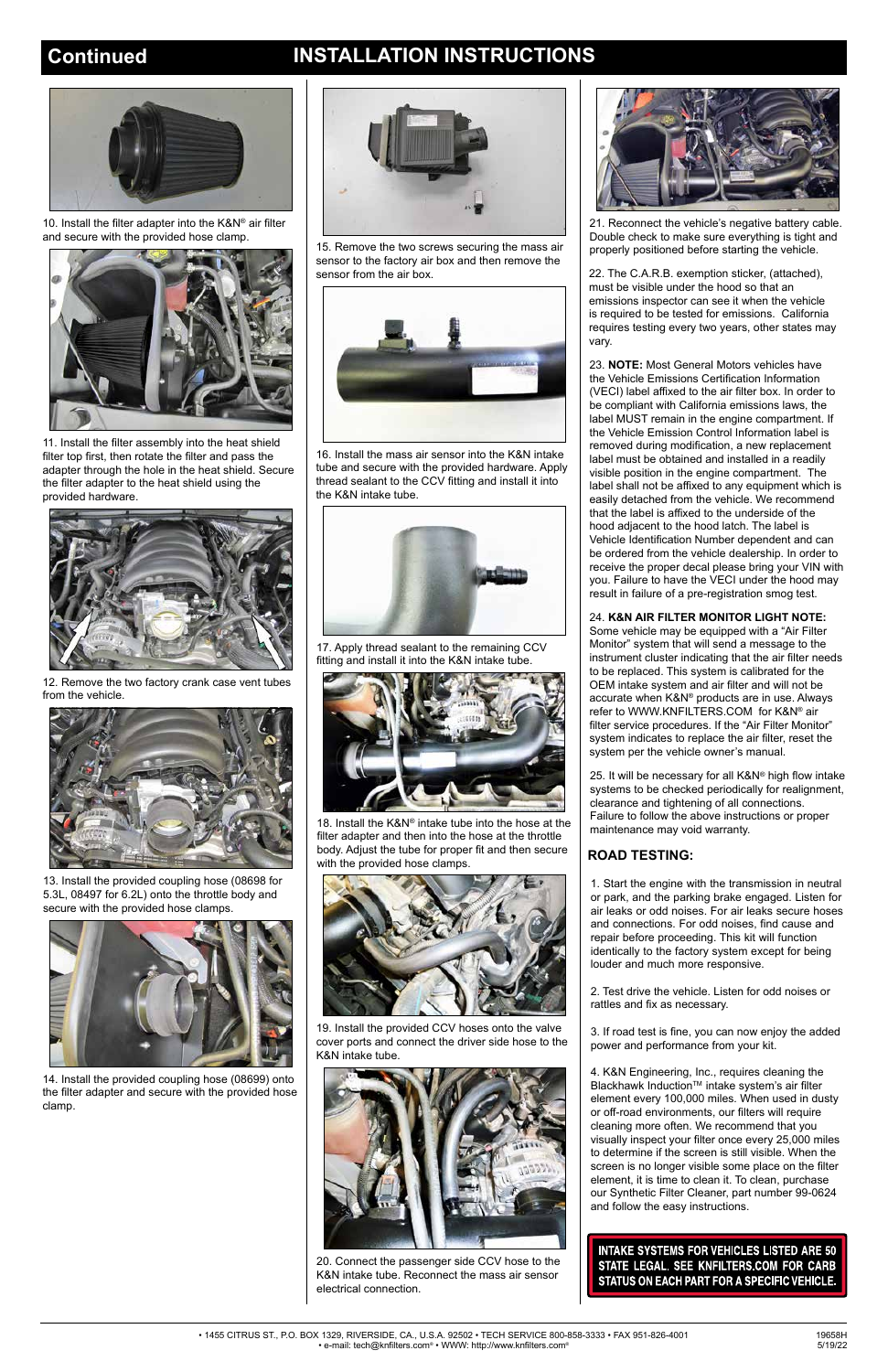## Continued

# INSTALLATION INSTRUCTIONS

10. Install the filter adapter into the K&N® air filter and secure with the provided hose clamp.

11. Install the filter assembly into the heat shield filter top first, then rotate the filter and pass the adapter through the hole in the heat shield. Secure the filter adapter to the heat shield using the provided hardware.

12. Remove the two factory crank case vent tubes from the vehicle.

13. Install the provided coupling hose (08698 for 5.3L, 08497 for 6.2L) onto the throttle body and secure with the provided hose clamps.

14. Install the provided coupling hose (08699) onto the filter adapter and secure with the provided hose clamp.

15. Remove the two screws securing the mass air sensor to the factory air box and then remove the sensor from the air box.

16. Install the mass air sensor into the K&N intake tube and secure with the provided hardware. Apply thread sealant to the CCV fitting and install it into the K&N intake tube.

17. Apply thread sealant to the remaining CCV fitting and install it into the K&N intake tube.

18. Install the K&N® intake tube into the hose at the filter adapter and then into the hose at the throttle body. Adjust the tube for proper fit and then secure with the provided hose clamps.

19. Install the provided CCV hoses onto the valve cover ports and connect the driver side hose to the K&N intake tube.

20. Connect the passenger side CCV hose to the K&N intake tube. Reconnect the mass air sensor electrical connection.

21. Reconnect the vehicle's negative battery cable. Double check to make sure everything is tight and properly positioned before starting the vehicle.

22. The C.A.R.B. exemption sticker, (attached), must be visible under the hood so that an emissions inspector can see it when the vehicle is required to be tested for emissions. California requires testing every two years, other states may vary.

23. **NOTE:** Most General Motors vehicles have the Vehicle Emissions Certification Information (VECI) label affixed to the air filter box. In order to be compliant with California emissions laws, the label MUST remain in the engine compartment. If the Vehicle Emission Control Information label is removed during modification, a new replacement label must be obtained and installed in a readily visible position in the engine compartment. The label shall not be affixed to any equipment which is easily detached from the vehicle. We recommend that the label is affixed to the underside of the hood adjacent to the hood latch. The label is Vehicle Identification Number dependent and can be ordered from the vehicle dealership. In order to receive the proper decal please bring your VIN with you. Failure to have the VECI under the hood may result in failure of a pre-registration smog test.

24. **K&N AIR FILTER MONITOR LIGHT NOTE:** Some vehicle may be equipped with a "Air Filter Monitor" system that will send a message to the instrument cluster indicating that the air filter needs to be replaced. This system is calibrated for the OEM intake system and air filter and will not be accurate when K&N® products are in use. Always refer to WWW.KNFILTERS.COM for K&N® air filter service procedures. If the "Air Filter Monitor" system indicates to replace the air filter, reset the system per the vehicle owner's manual.

25. It will be necessary for all K&N® high flow intake systems to be checked periodically for realignment, clearance and tightening of all connections. Failure to follow the above instructions or proper maintenance may void warranty.

### ROAD TESTING:

1. Start the engine with the transmission in neutral or park, and the parking brake engaged. Listen for air leaks or odd noises. For air leaks secure hoses and connections. For odd noises, find cause and repair before proceeding. This kit will function identically to the factory system except for being louder and much more responsive.

2. Test drive the vehicle. Listen for odd noises or rattles and fix as necessary.

3. If road test is fine, you can now enjoy the added power and performance from your kit.

4. K&N Engineering, Inc., requires cleaning the Blackhawk Induction™ intake system's air filter element every 100,000 miles. When used in dusty or off-road environments, our filters will require cleaning more often. We recommend that you visually inspect your filter once every 25,000 miles to determine if the screen is still visible. When the screen is no longer visible some place on the filter element, it is time to clean it. To clean, purchase our Synthetic Filter Cleaner, part number 99-0624 and follow the easy instructions.

**INTAKE SYSTEMS FOR VEHICLES LISTED ARE 50 STATE LEGAL. SEE KNFILTERS.COM FOR CARB STATUS ON EACH PART FOR A SPECIFIC VEHICLE.**

• 1455 CITRUS ST., P.O. BOX 1329, RIVERSIDE, CA., U.S.A. 92502 • TECH SERVICE 800-858-3333 • FAX 951-826-4001
• e-mail: tech@knfilters.com® • WWW: http://www.knfilters.com®

19658H
5/19/22